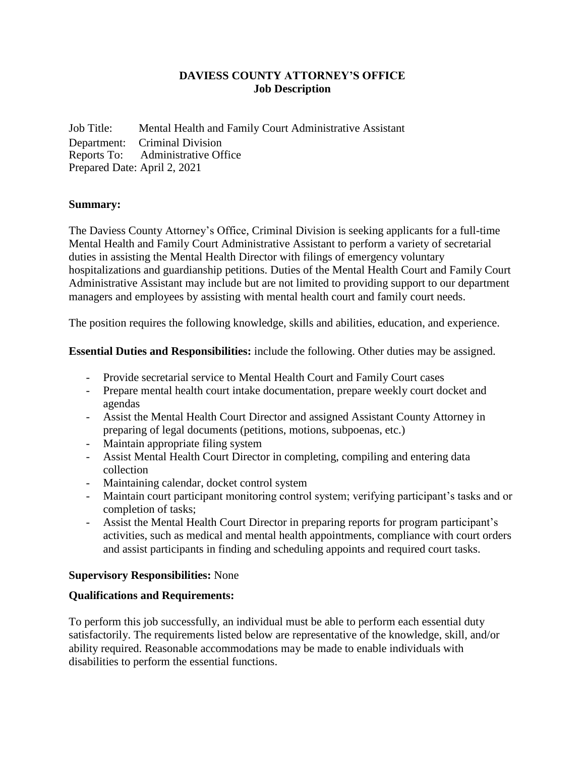# DAVIESS COUNTY ATTORNEY'S OFFICE
## Job Description

Job Title: Mental Health and Family Court Administrative Assistant
Department: Criminal Division
Reports To: Administrative Office
Prepared Date: April 2, 2021

**Summary:**

The Daviess County Attorney's Office, Criminal Division is seeking applicants for a full-time Mental Health and Family Court Administrative Assistant to perform a variety of secretarial duties in assisting the Mental Health Director with filings of emergency voluntary hospitalizations and guardianship petitions. Duties of the Mental Health Court and Family Court Administrative Assistant may include but are not limited to providing support to our department managers and employees by assisting with mental health court and family court needs.

The position requires the following knowledge, skills and abilities, education, and experience.

**Essential Duties and Responsibilities:** include the following. Other duties may be assigned.

- Provide secretarial service to Mental Health Court and Family Court cases
- Prepare mental health court intake documentation, prepare weekly court docket and agendas
- Assist the Mental Health Court Director and assigned Assistant County Attorney in preparing of legal documents (petitions, motions, subpoenas, etc.)
- Maintain appropriate filing system
- Assist Mental Health Court Director in completing, compiling and entering data collection
- Maintaining calendar, docket control system
- Maintain court participant monitoring control system; verifying participant's tasks and or completion of tasks;
- Assist the Mental Health Court Director in preparing reports for program participant's activities, such as medical and mental health appointments, compliance with court orders and assist participants in finding and scheduling appoints and required court tasks.

**Supervisory Responsibilities:** None

**Qualifications and Requirements:**

To perform this job successfully, an individual must be able to perform each essential duty satisfactorily. The requirements listed below are representative of the knowledge, skill, and/or ability required. Reasonable accommodations may be made to enable individuals with disabilities to perform the essential functions.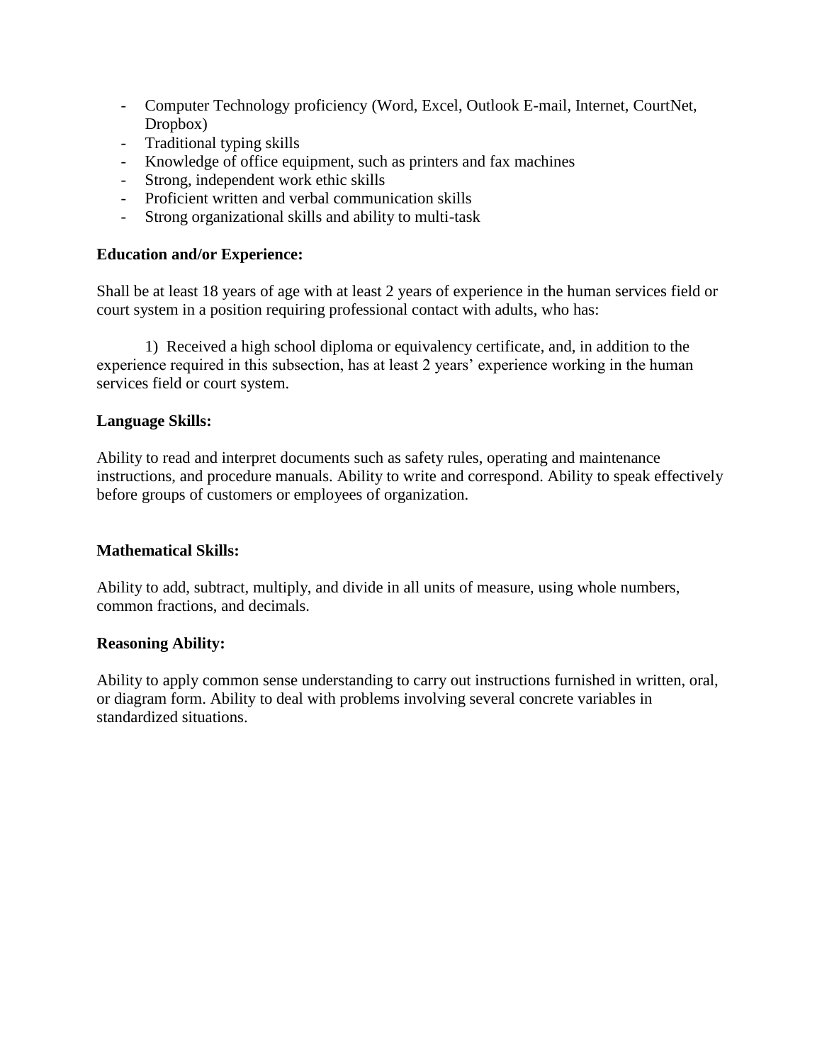- Computer Technology proficiency (Word, Excel, Outlook E-mail, Internet, CourtNet, Dropbox)
- Traditional typing skills
- Knowledge of office equipment, such as printers and fax machines
- Strong, independent work ethic skills
- Proficient written and verbal communication skills
- Strong organizational skills and ability to multi-task

**Education and/or Experience:**

Shall be at least 18 years of age with at least 2 years of experience in the human services field or court system in a position requiring professional contact with adults, who has:

1) Received a high school diploma or equivalency certificate, and, in addition to the experience required in this subsection, has at least 2 years' experience working in the human services field or court system.

**Language Skills:**

Ability to read and interpret documents such as safety rules, operating and maintenance instructions, and procedure manuals. Ability to write and correspond. Ability to speak effectively before groups of customers or employees of organization.

**Mathematical Skills:**

Ability to add, subtract, multiply, and divide in all units of measure, using whole numbers, common fractions, and decimals.

**Reasoning Ability:**

Ability to apply common sense understanding to carry out instructions furnished in written, oral, or diagram form. Ability to deal with problems involving several concrete variables in standardized situations.